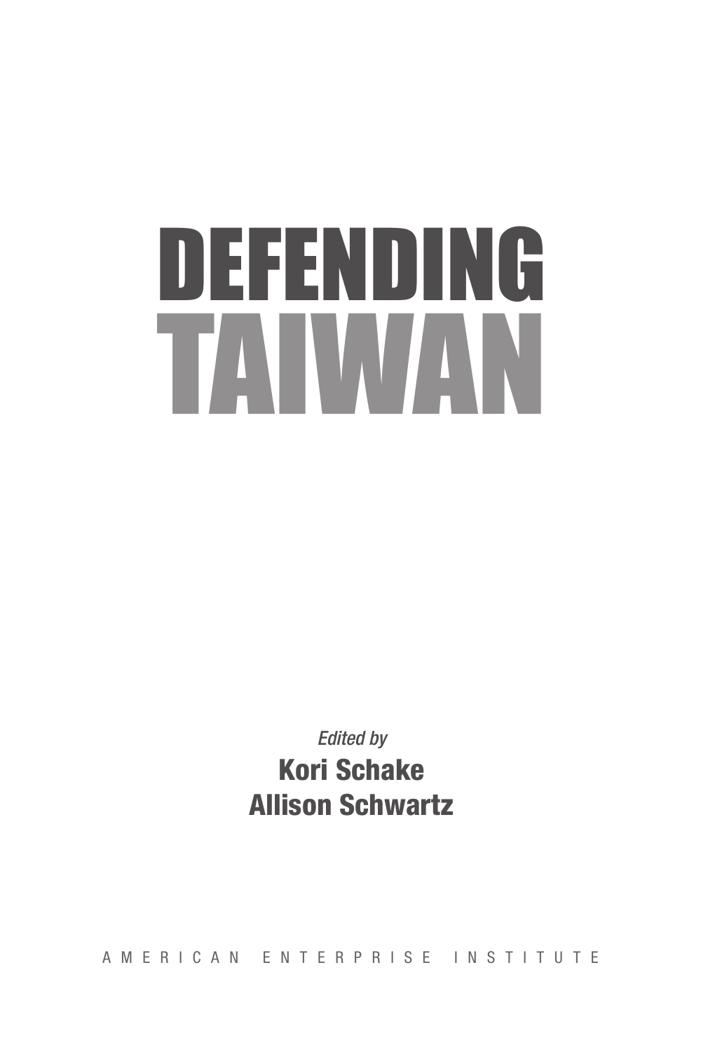# DEFENDING TAIWAN

*Edited by*

**Kori Schake**

**Allison Schwartz**

AMERICAN ENTERPRISE INSTITUTE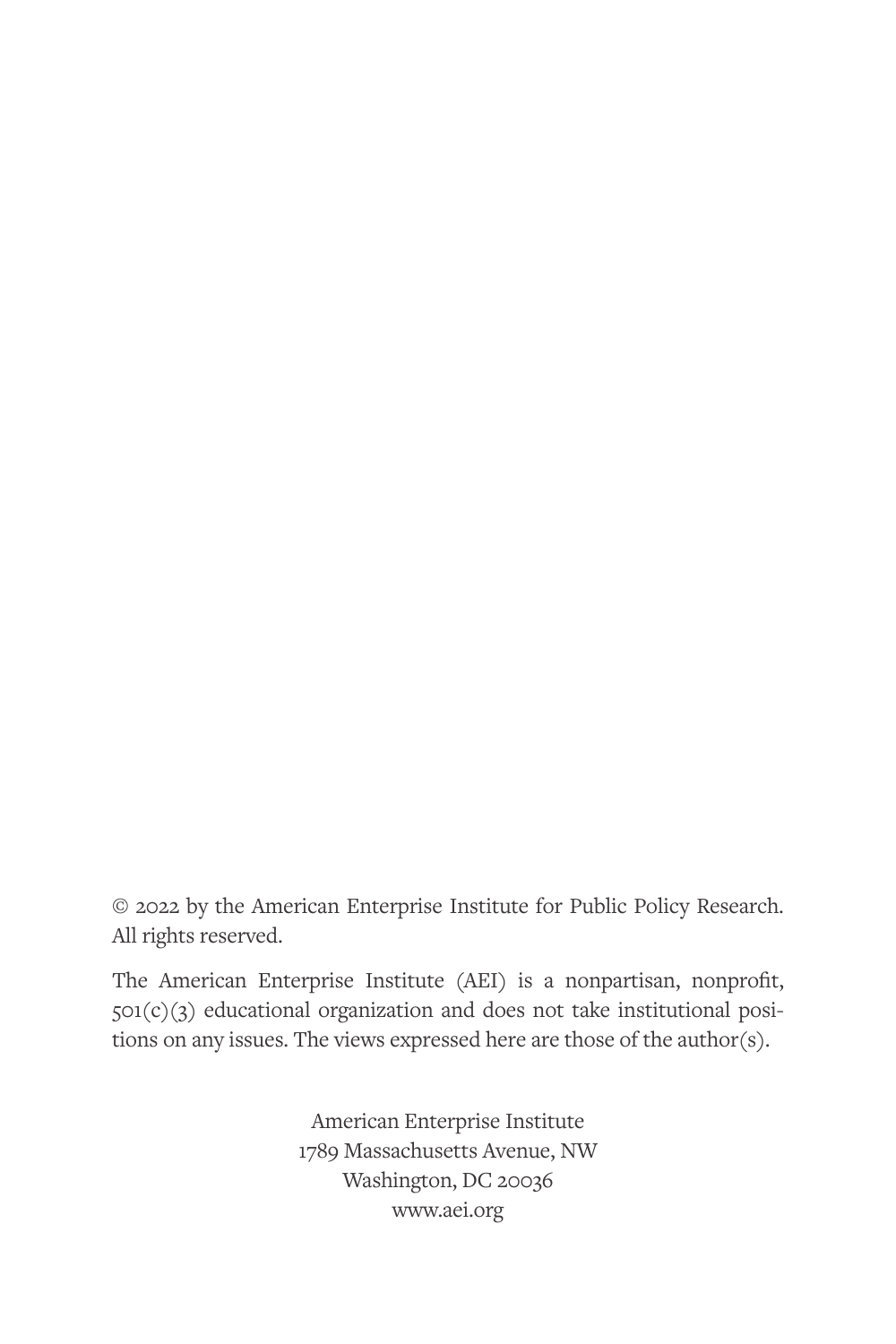© 2022 by the American Enterprise Institute for Public Policy Research. All rights reserved.

The American Enterprise Institute (AEI) is a nonpartisan, nonprofit, 501(c)(3) educational organization and does not take institutional positions on any issues. The views expressed here are those of the author(s).

American Enterprise Institute
1789 Massachusetts Avenue, NW
Washington, DC 20036
www.aei.org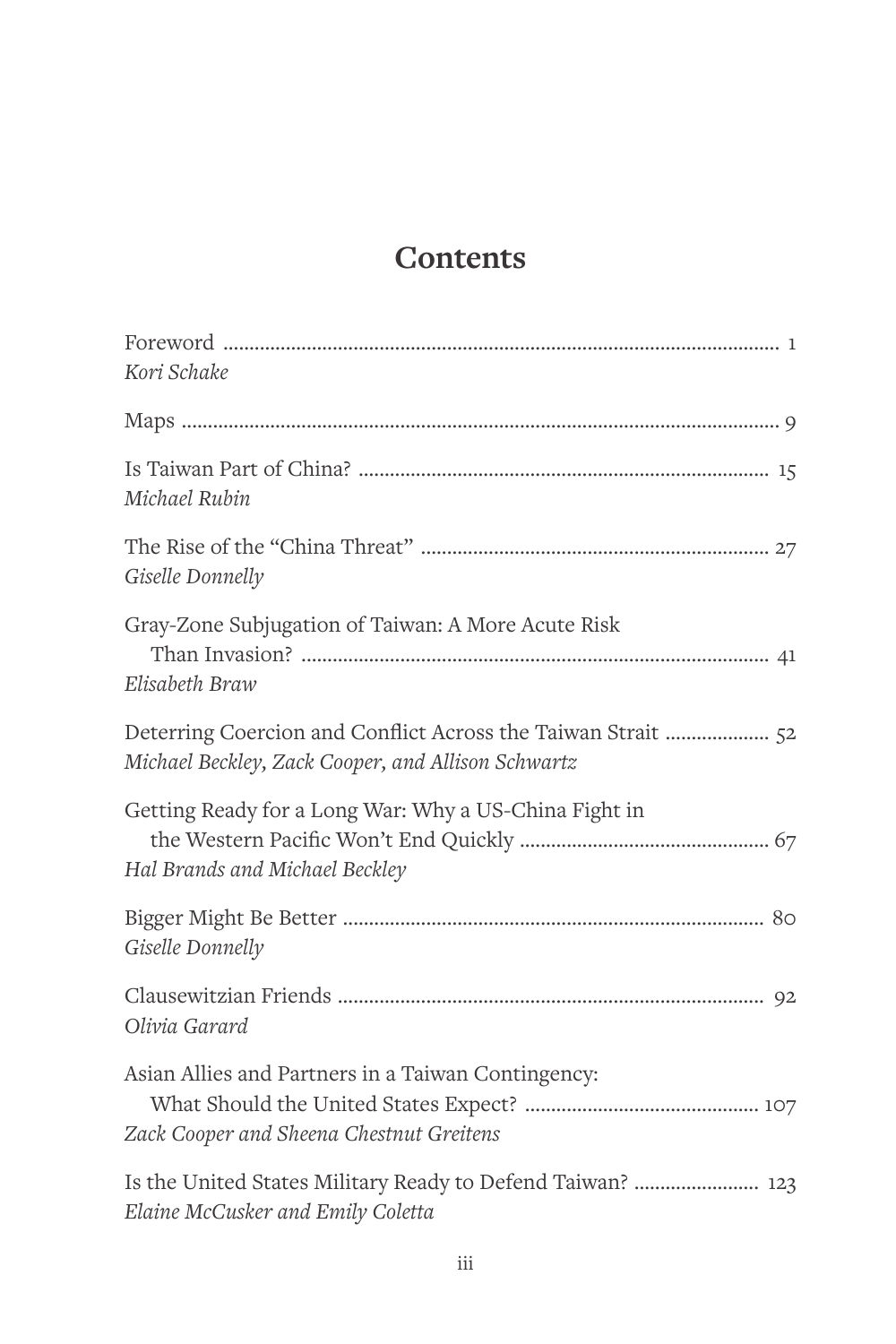# Contents

Foreword ........................................................................................................ 1
*Kori Schake*

Maps ................................................................................................................ 9

Is Taiwan Part of China? .............................................................................. 15
*Michael Rubin*

The Rise of the "China Threat" .................................................................. 27
*Giselle Donnelly*

Gray-Zone Subjugation of Taiwan: A More Acute Risk
Than Invasion? ......................................................................................... 41
*Elisabeth Braw*

Deterring Coercion and Conflict Across the Taiwan Strait ................... 52
*Michael Beckley, Zack Cooper, and Allison Schwartz*

Getting Ready for a Long War: Why a US-China Fight in
the Western Pacific Won't End Quickly ................................................ 67
*Hal Brands and Michael Beckley*

Bigger Might Be Better ................................................................................ 80
*Giselle Donnelly*

Clausewitzian Friends ................................................................................. 92
*Olivia Garard*

Asian Allies and Partners in a Taiwan Contingency:
What Should the United States Expect? ............................................ 107
*Zack Cooper and Sheena Chestnut Greitens*

Is the United States Military Ready to Defend Taiwan? ....................... 123
*Elaine McCusker and Emily Coletta*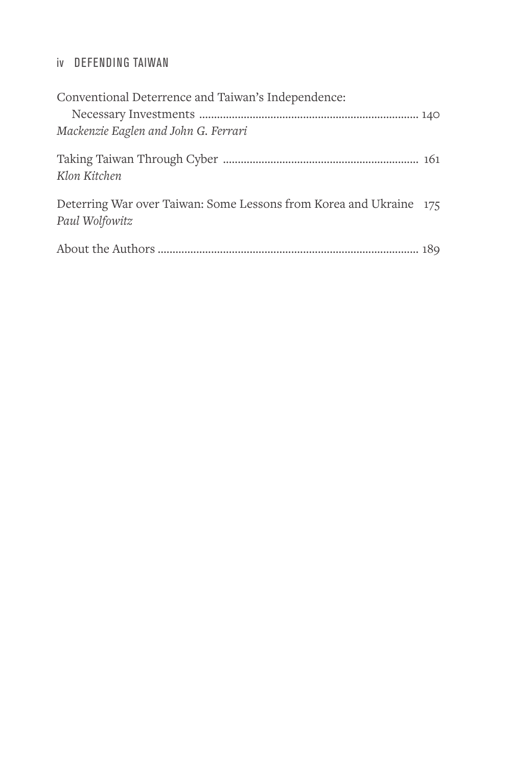Conventional Deterrence and Taiwan's Independence: Necessary Investments ........................................................................ 140
*Mackenzie Eaglen and John G. Ferrari*

Taking Taiwan Through Cyber ................................................................ 161
*Klon Kitchen*

Deterring War over Taiwan: Some Lessons from Korea and Ukraine 175
*Paul Wolfowitz*

About the Authors ...................................................................................... 189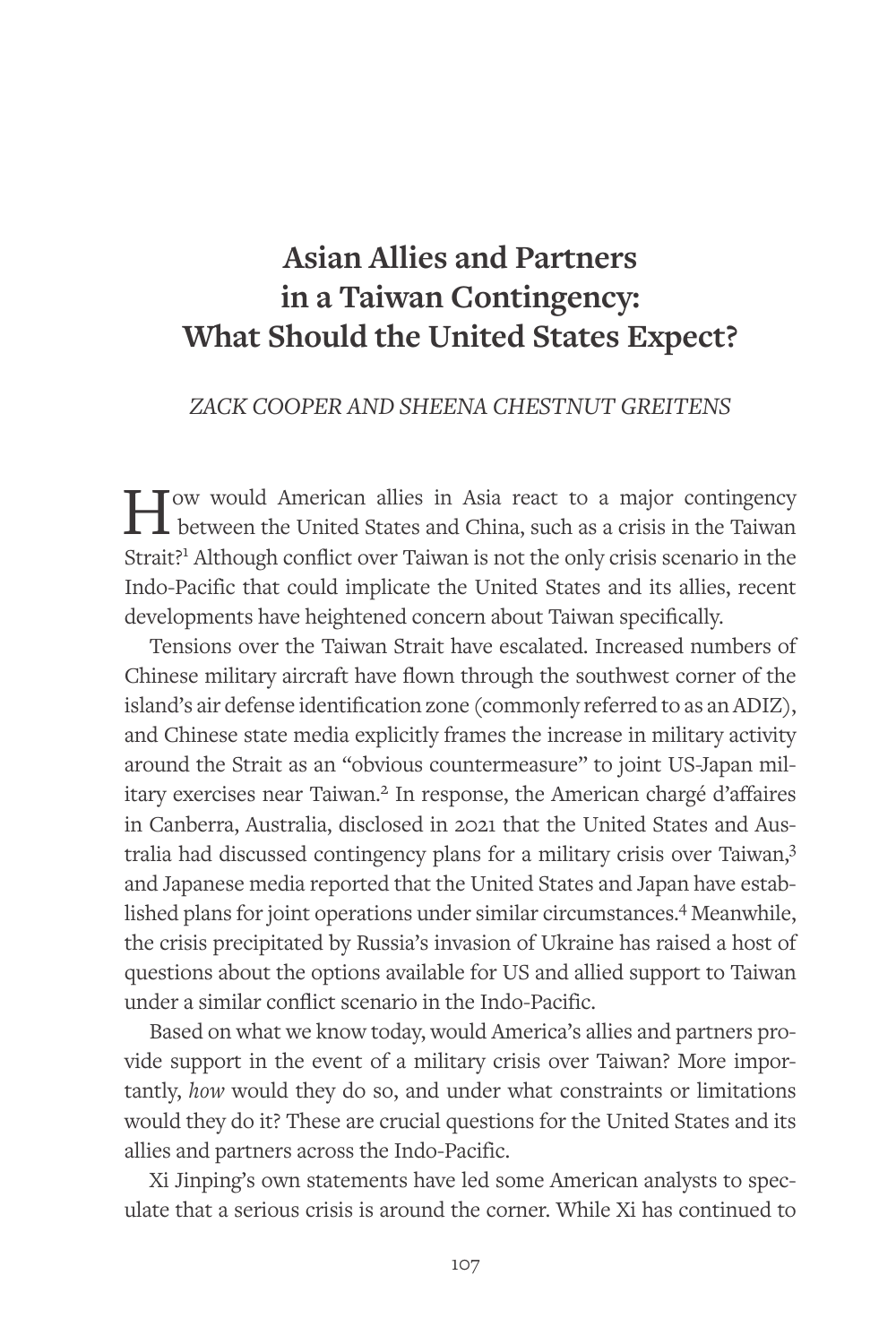# Asian Allies and Partners in a Taiwan Contingency: What Should the United States Expect?

*ZACK COOPER AND SHEENA CHESTNUT GREITENS*

How would American allies in Asia react to a major contingency between the United States and China, such as a crisis in the Taiwan Strait?[1] Although conflict over Taiwan is not the only crisis scenario in the Indo-Pacific that could implicate the United States and its allies, recent developments have heightened concern about Taiwan specifically.

Tensions over the Taiwan Strait have escalated. Increased numbers of Chinese military aircraft have flown through the southwest corner of the island's air defense identification zone (commonly referred to as an ADIZ), and Chinese state media explicitly frames the increase in military activity around the Strait as an "obvious countermeasure" to joint US-Japan military exercises near Taiwan.[2] In response, the American chargé d'affaires in Canberra, Australia, disclosed in 2021 that the United States and Australia had discussed contingency plans for a military crisis over Taiwan,[3] and Japanese media reported that the United States and Japan have established plans for joint operations under similar circumstances.[4] Meanwhile, the crisis precipitated by Russia's invasion of Ukraine has raised a host of questions about the options available for US and allied support to Taiwan under a similar conflict scenario in the Indo-Pacific.

Based on what we know today, would America's allies and partners provide support in the event of a military crisis over Taiwan? More importantly, *how* would they do so, and under what constraints or limitations would they do it? These are crucial questions for the United States and its allies and partners across the Indo-Pacific.

Xi Jinping's own statements have led some American analysts to speculate that a serious crisis is around the corner. While Xi has continued to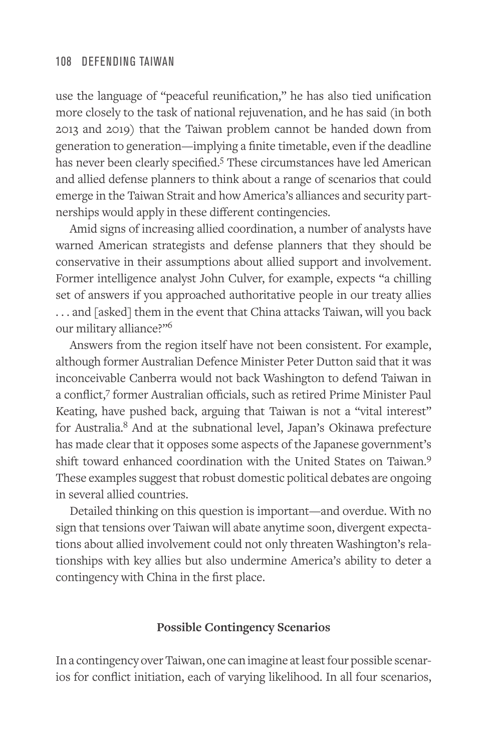use the language of "peaceful reunification," he has also tied unification more closely to the task of national rejuvenation, and he has said (in both 2013 and 2019) that the Taiwan problem cannot be handed down from generation to generation—implying a finite timetable, even if the deadline has never been clearly specified.[5] These circumstances have led American and allied defense planners to think about a range of scenarios that could emerge in the Taiwan Strait and how America's alliances and security partnerships would apply in these different contingencies.

Amid signs of increasing allied coordination, a number of analysts have warned American strategists and defense planners that they should be conservative in their assumptions about allied support and involvement. Former intelligence analyst John Culver, for example, expects "a chilling set of answers if you approached authoritative people in our treaty allies . . . and [asked] them in the event that China attacks Taiwan, will you back our military alliance?"[6]

Answers from the region itself have not been consistent. For example, although former Australian Defence Minister Peter Dutton said that it was inconceivable Canberra would not back Washington to defend Taiwan in a conflict,[7] former Australian officials, such as retired Prime Minister Paul Keating, have pushed back, arguing that Taiwan is not a "vital interest" for Australia.[8] And at the subnational level, Japan's Okinawa prefecture has made clear that it opposes some aspects of the Japanese government's shift toward enhanced coordination with the United States on Taiwan.[9] These examples suggest that robust domestic political debates are ongoing in several allied countries.

Detailed thinking on this question is important—and overdue. With no sign that tensions over Taiwan will abate anytime soon, divergent expectations about allied involvement could not only threaten Washington's relationships with key allies but also undermine America's ability to deter a contingency with China in the first place.

## Possible Contingency Scenarios

In a contingency over Taiwan, one can imagine at least four possible scenarios for conflict initiation, each of varying likelihood. In all four scenarios,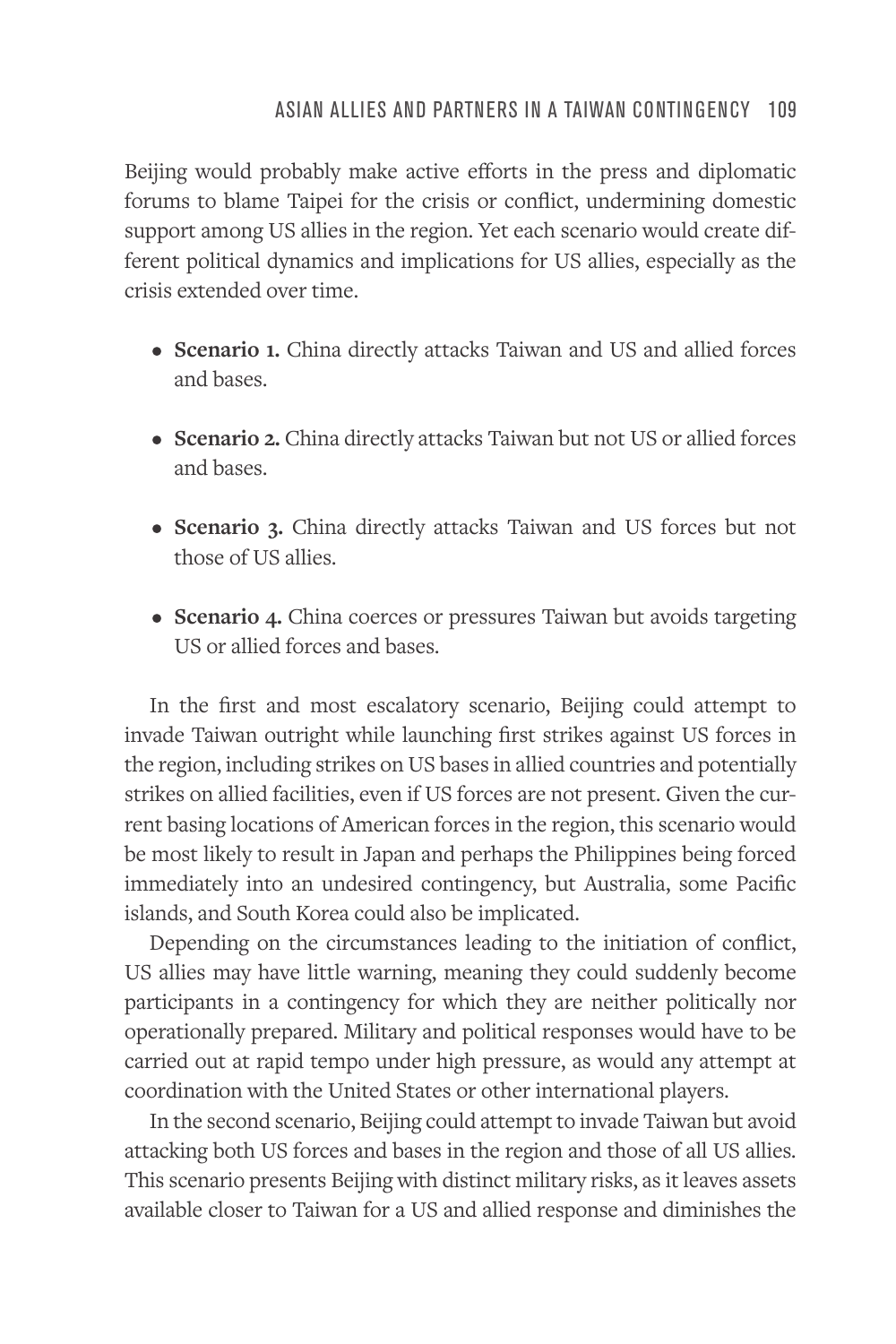Beijing would probably make active efforts in the press and diplomatic forums to blame Taipei for the crisis or conflict, undermining domestic support among US allies in the region. Yet each scenario would create different political dynamics and implications for US allies, especially as the crisis extended over time.

- **Scenario 1.** China directly attacks Taiwan and US and allied forces and bases.
- **Scenario 2.** China directly attacks Taiwan but not US or allied forces and bases.
- **Scenario 3.** China directly attacks Taiwan and US forces but not those of US allies.
- **Scenario 4.** China coerces or pressures Taiwan but avoids targeting US or allied forces and bases.

In the first and most escalatory scenario, Beijing could attempt to invade Taiwan outright while launching first strikes against US forces in the region, including strikes on US bases in allied countries and potentially strikes on allied facilities, even if US forces are not present. Given the current basing locations of American forces in the region, this scenario would be most likely to result in Japan and perhaps the Philippines being forced immediately into an undesired contingency, but Australia, some Pacific islands, and South Korea could also be implicated.

Depending on the circumstances leading to the initiation of conflict, US allies may have little warning, meaning they could suddenly become participants in a contingency for which they are neither politically nor operationally prepared. Military and political responses would have to be carried out at rapid tempo under high pressure, as would any attempt at coordination with the United States or other international players.

In the second scenario, Beijing could attempt to invade Taiwan but avoid attacking both US forces and bases in the region and those of all US allies. This scenario presents Beijing with distinct military risks, as it leaves assets available closer to Taiwan for a US and allied response and diminishes the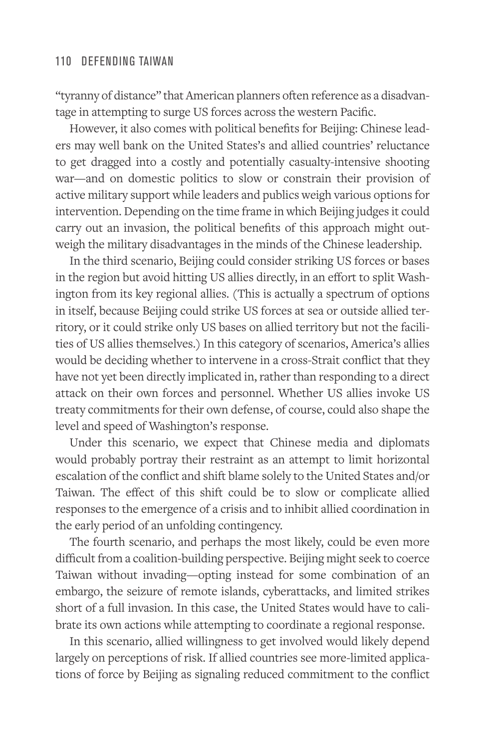"tyranny of distance" that American planners often reference as a disadvantage in attempting to surge US forces across the western Pacific.

However, it also comes with political benefits for Beijing: Chinese leaders may well bank on the United States's and allied countries' reluctance to get dragged into a costly and potentially casualty-intensive shooting war—and on domestic politics to slow or constrain their provision of active military support while leaders and publics weigh various options for intervention. Depending on the time frame in which Beijing judges it could carry out an invasion, the political benefits of this approach might outweigh the military disadvantages in the minds of the Chinese leadership.

In the third scenario, Beijing could consider striking US forces or bases in the region but avoid hitting US allies directly, in an effort to split Washington from its key regional allies. (This is actually a spectrum of options in itself, because Beijing could strike US forces at sea or outside allied territory, or it could strike only US bases on allied territory but not the facilities of US allies themselves.) In this category of scenarios, America's allies would be deciding whether to intervene in a cross-Strait conflict that they have not yet been directly implicated in, rather than responding to a direct attack on their own forces and personnel. Whether US allies invoke US treaty commitments for their own defense, of course, could also shape the level and speed of Washington's response.

Under this scenario, we expect that Chinese media and diplomats would probably portray their restraint as an attempt to limit horizontal escalation of the conflict and shift blame solely to the United States and/or Taiwan. The effect of this shift could be to slow or complicate allied responses to the emergence of a crisis and to inhibit allied coordination in the early period of an unfolding contingency.

The fourth scenario, and perhaps the most likely, could be even more difficult from a coalition-building perspective. Beijing might seek to coerce Taiwan without invading—opting instead for some combination of an embargo, the seizure of remote islands, cyberattacks, and limited strikes short of a full invasion. In this case, the United States would have to calibrate its own actions while attempting to coordinate a regional response.

In this scenario, allied willingness to get involved would likely depend largely on perceptions of risk. If allied countries see more-limited applications of force by Beijing as signaling reduced commitment to the conflict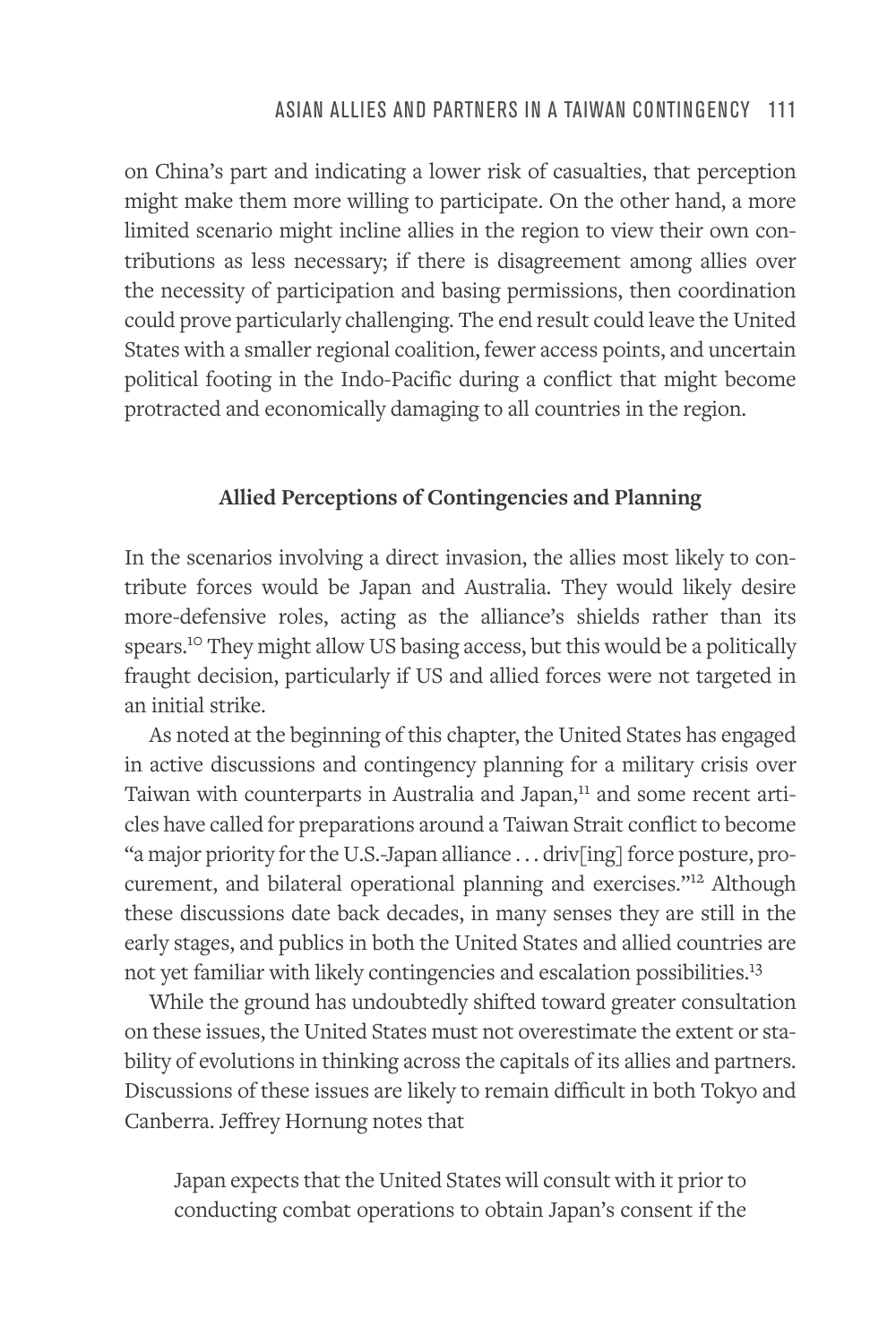on China's part and indicating a lower risk of casualties, that perception might make them more willing to participate. On the other hand, a more limited scenario might incline allies in the region to view their own contributions as less necessary; if there is disagreement among allies over the necessity of participation and basing permissions, then coordination could prove particularly challenging. The end result could leave the United States with a smaller regional coalition, fewer access points, and uncertain political footing in the Indo-Pacific during a conflict that might become protracted and economically damaging to all countries in the region.

## Allied Perceptions of Contingencies and Planning

In the scenarios involving a direct invasion, the allies most likely to contribute forces would be Japan and Australia. They would likely desire more-defensive roles, acting as the alliance's shields rather than its spears.[10] They might allow US basing access, but this would be a politically fraught decision, particularly if US and allied forces were not targeted in an initial strike.

As noted at the beginning of this chapter, the United States has engaged in active discussions and contingency planning for a military crisis over Taiwan with counterparts in Australia and Japan,[11] and some recent articles have called for preparations around a Taiwan Strait conflict to become "a major priority for the U.S.-Japan alliance . . . driv[ing] force posture, procurement, and bilateral operational planning and exercises."[12] Although these discussions date back decades, in many senses they are still in the early stages, and publics in both the United States and allied countries are not yet familiar with likely contingencies and escalation possibilities.[13]

While the ground has undoubtedly shifted toward greater consultation on these issues, the United States must not overestimate the extent or stability of evolutions in thinking across the capitals of its allies and partners. Discussions of these issues are likely to remain difficult in both Tokyo and Canberra. Jeffrey Hornung notes that

> Japan expects that the United States will consult with it prior to conducting combat operations to obtain Japan's consent if the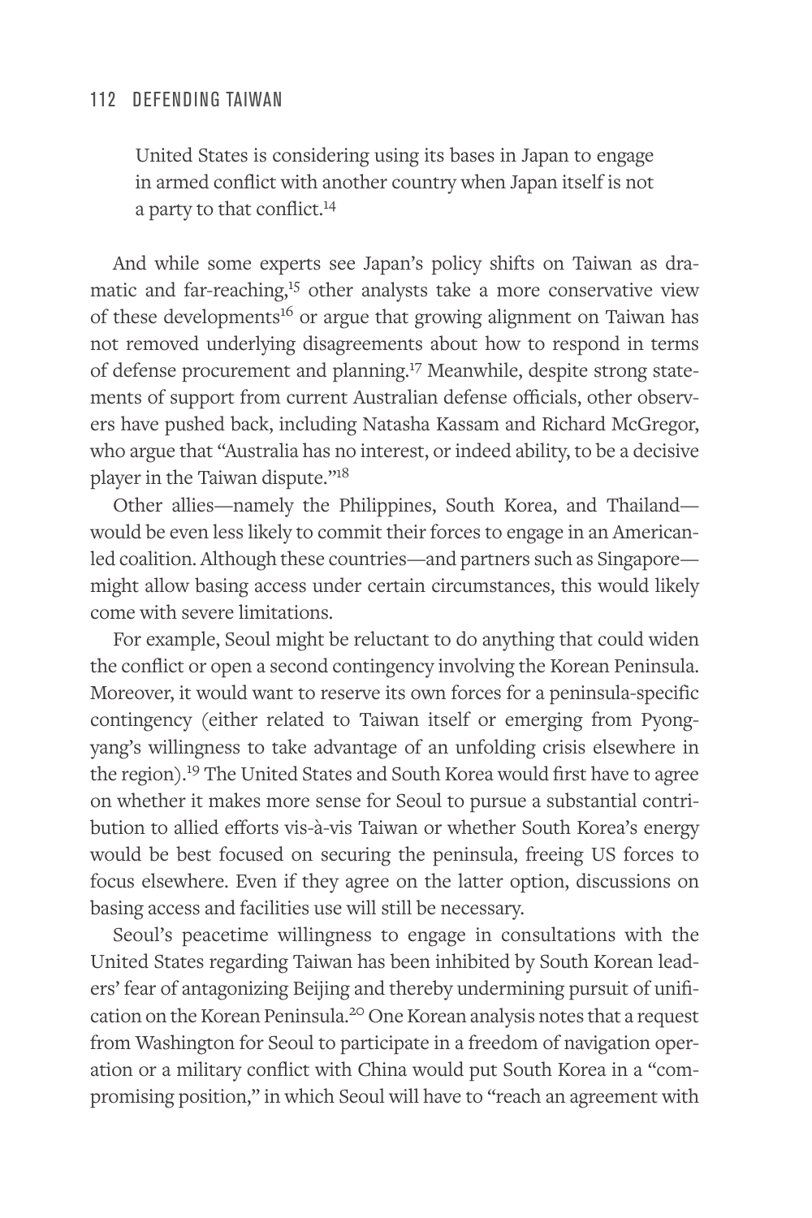United States is considering using its bases in Japan to engage in armed conflict with another country when Japan itself is not a party to that conflict.[14]

And while some experts see Japan's policy shifts on Taiwan as dramatic and far-reaching,[15] other analysts take a more conservative view of these developments[16] or argue that growing alignment on Taiwan has not removed underlying disagreements about how to respond in terms of defense procurement and planning.[17] Meanwhile, despite strong statements of support from current Australian defense officials, other observers have pushed back, including Natasha Kassam and Richard McGregor, who argue that "Australia has no interest, or indeed ability, to be a decisive player in the Taiwan dispute."[18]

Other allies—namely the Philippines, South Korea, and Thailand—would be even less likely to commit their forces to engage in an American-led coalition. Although these countries—and partners such as Singapore—might allow basing access under certain circumstances, this would likely come with severe limitations.

For example, Seoul might be reluctant to do anything that could widen the conflict or open a second contingency involving the Korean Peninsula. Moreover, it would want to reserve its own forces for a peninsula-specific contingency (either related to Taiwan itself or emerging from Pyongyang's willingness to take advantage of an unfolding crisis elsewhere in the region).[19] The United States and South Korea would first have to agree on whether it makes more sense for Seoul to pursue a substantial contribution to allied efforts vis-à-vis Taiwan or whether South Korea's energy would be best focused on securing the peninsula, freeing US forces to focus elsewhere. Even if they agree on the latter option, discussions on basing access and facilities use will still be necessary.

Seoul's peacetime willingness to engage in consultations with the United States regarding Taiwan has been inhibited by South Korean leaders' fear of antagonizing Beijing and thereby undermining pursuit of unification on the Korean Peninsula.[20] One Korean analysis notes that a request from Washington for Seoul to participate in a freedom of navigation operation or a military conflict with China would put South Korea in a "compromising position," in which Seoul will have to "reach an agreement with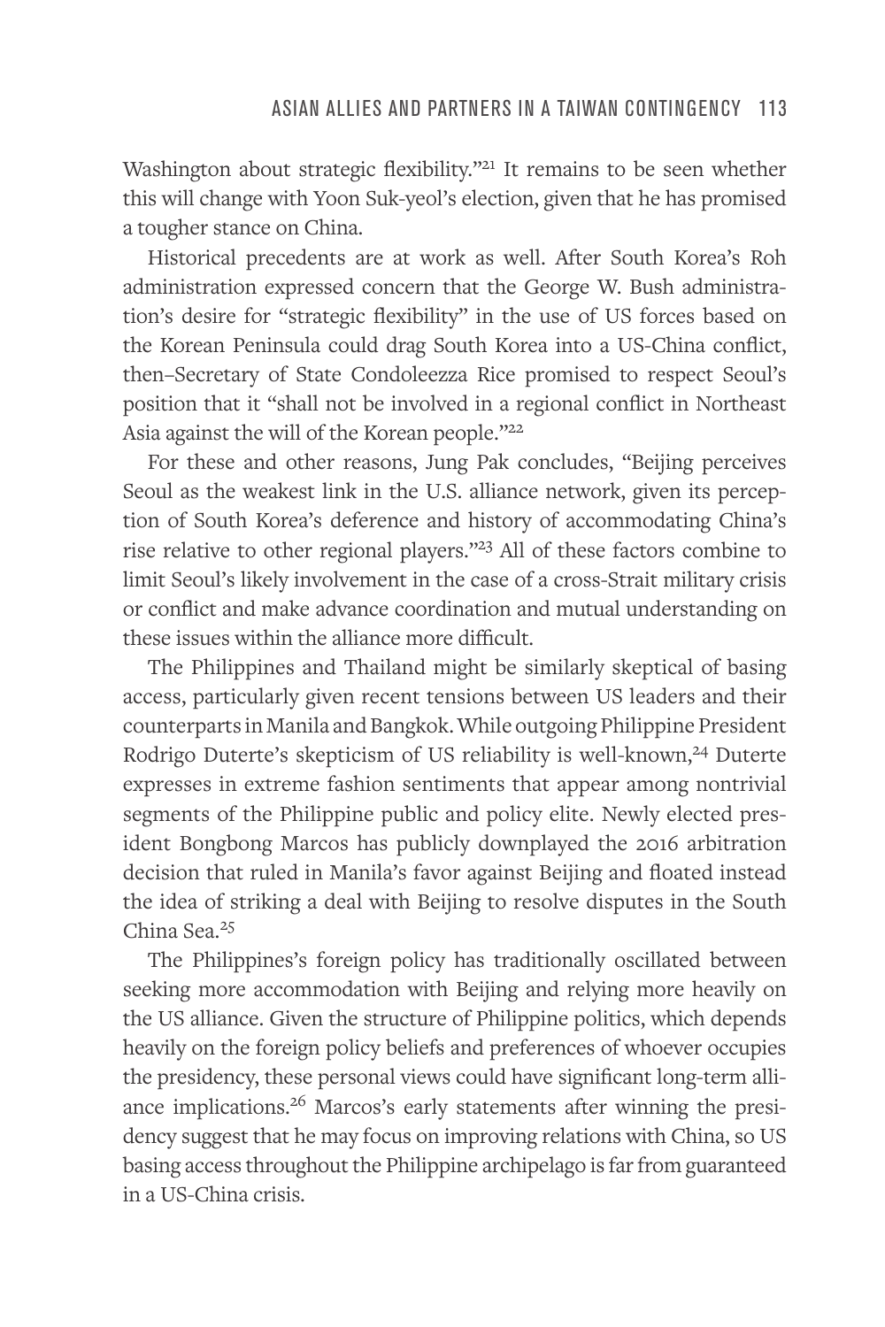Washington about strategic flexibility."[21] It remains to be seen whether this will change with Yoon Suk-yeol's election, given that he has promised a tougher stance on China.

Historical precedents are at work as well. After South Korea's Roh administration expressed concern that the George W. Bush administration's desire for "strategic flexibility" in the use of US forces based on the Korean Peninsula could drag South Korea into a US-China conflict, then–Secretary of State Condoleezza Rice promised to respect Seoul's position that it "shall not be involved in a regional conflict in Northeast Asia against the will of the Korean people."[22]

For these and other reasons, Jung Pak concludes, "Beijing perceives Seoul as the weakest link in the U.S. alliance network, given its perception of South Korea's deference and history of accommodating China's rise relative to other regional players."[23] All of these factors combine to limit Seoul's likely involvement in the case of a cross-Strait military crisis or conflict and make advance coordination and mutual understanding on these issues within the alliance more difficult.

The Philippines and Thailand might be similarly skeptical of basing access, particularly given recent tensions between US leaders and their counterparts in Manila and Bangkok. While outgoing Philippine President Rodrigo Duterte's skepticism of US reliability is well-known,[24] Duterte expresses in extreme fashion sentiments that appear among nontrivial segments of the Philippine public and policy elite. Newly elected president Bongbong Marcos has publicly downplayed the 2016 arbitration decision that ruled in Manila's favor against Beijing and floated instead the idea of striking a deal with Beijing to resolve disputes in the South China Sea.[25]

The Philippines's foreign policy has traditionally oscillated between seeking more accommodation with Beijing and relying more heavily on the US alliance. Given the structure of Philippine politics, which depends heavily on the foreign policy beliefs and preferences of whoever occupies the presidency, these personal views could have significant long-term alliance implications.[26] Marcos's early statements after winning the presidency suggest that he may focus on improving relations with China, so US basing access throughout the Philippine archipelago is far from guaranteed in a US-China crisis.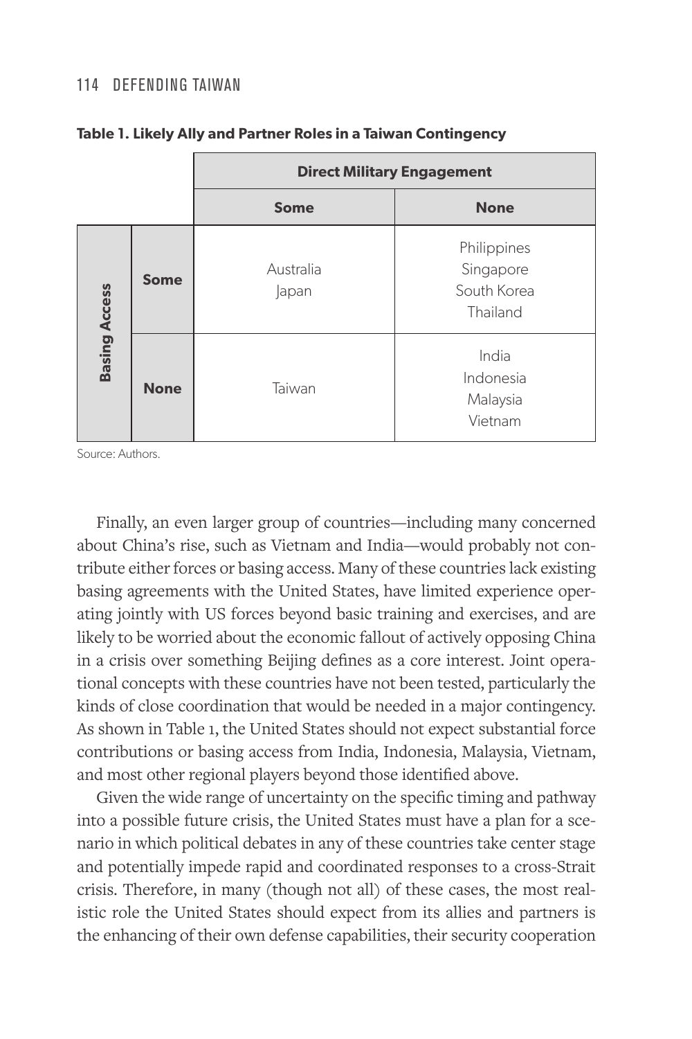**Table 1. Likely Ally and Partner Roles in a Taiwan Contingency**

| | | Direct Military Engagement | |
|---|---|---|---|
| | | **Some** | **None** |
| **Basing Access** | **Some** | Australia<br>Japan | Philippines<br>Singapore<br>South Korea<br>Thailand |
| | **None** | Taiwan | India<br>Indonesia<br>Malaysia<br>Vietnam |

Source: Authors.

Finally, an even larger group of countries—including many concerned about China's rise, such as Vietnam and India—would probably not contribute either forces or basing access. Many of these countries lack existing basing agreements with the United States, have limited experience operating jointly with US forces beyond basic training and exercises, and are likely to be worried about the economic fallout of actively opposing China in a crisis over something Beijing defines as a core interest. Joint operational concepts with these countries have not been tested, particularly the kinds of close coordination that would be needed in a major contingency. As shown in Table 1, the United States should not expect substantial force contributions or basing access from India, Indonesia, Malaysia, Vietnam, and most other regional players beyond those identified above.

Given the wide range of uncertainty on the specific timing and pathway into a possible future crisis, the United States must have a plan for a scenario in which political debates in any of these countries take center stage and potentially impede rapid and coordinated responses to a cross-Strait crisis. Therefore, in many (though not all) of these cases, the most realistic role the United States should expect from its allies and partners is the enhancing of their own defense capabilities, their security cooperation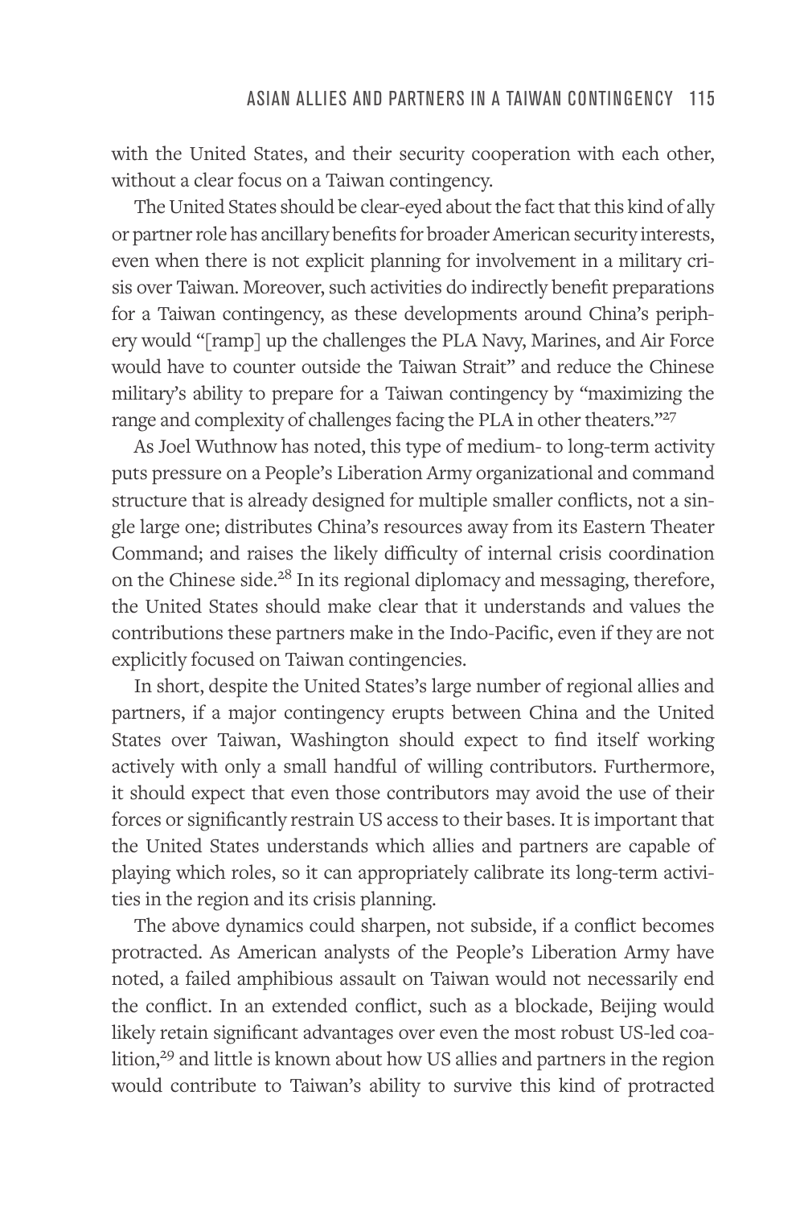with the United States, and their security cooperation with each other, without a clear focus on a Taiwan contingency.

The United States should be clear-eyed about the fact that this kind of ally or partner role has ancillary benefits for broader American security interests, even when there is not explicit planning for involvement in a military crisis over Taiwan. Moreover, such activities do indirectly benefit preparations for a Taiwan contingency, as these developments around China's periphery would "[ramp] up the challenges the PLA Navy, Marines, and Air Force would have to counter outside the Taiwan Strait" and reduce the Chinese military's ability to prepare for a Taiwan contingency by "maximizing the range and complexity of challenges facing the PLA in other theaters."[27]

As Joel Wuthnow has noted, this type of medium- to long-term activity puts pressure on a People's Liberation Army organizational and command structure that is already designed for multiple smaller conflicts, not a single large one; distributes China's resources away from its Eastern Theater Command; and raises the likely difficulty of internal crisis coordination on the Chinese side.[28] In its regional diplomacy and messaging, therefore, the United States should make clear that it understands and values the contributions these partners make in the Indo-Pacific, even if they are not explicitly focused on Taiwan contingencies.

In short, despite the United States's large number of regional allies and partners, if a major contingency erupts between China and the United States over Taiwan, Washington should expect to find itself working actively with only a small handful of willing contributors. Furthermore, it should expect that even those contributors may avoid the use of their forces or significantly restrain US access to their bases. It is important that the United States understands which allies and partners are capable of playing which roles, so it can appropriately calibrate its long-term activities in the region and its crisis planning.

The above dynamics could sharpen, not subside, if a conflict becomes protracted. As American analysts of the People's Liberation Army have noted, a failed amphibious assault on Taiwan would not necessarily end the conflict. In an extended conflict, such as a blockade, Beijing would likely retain significant advantages over even the most robust US-led coalition,[29] and little is known about how US allies and partners in the region would contribute to Taiwan's ability to survive this kind of protracted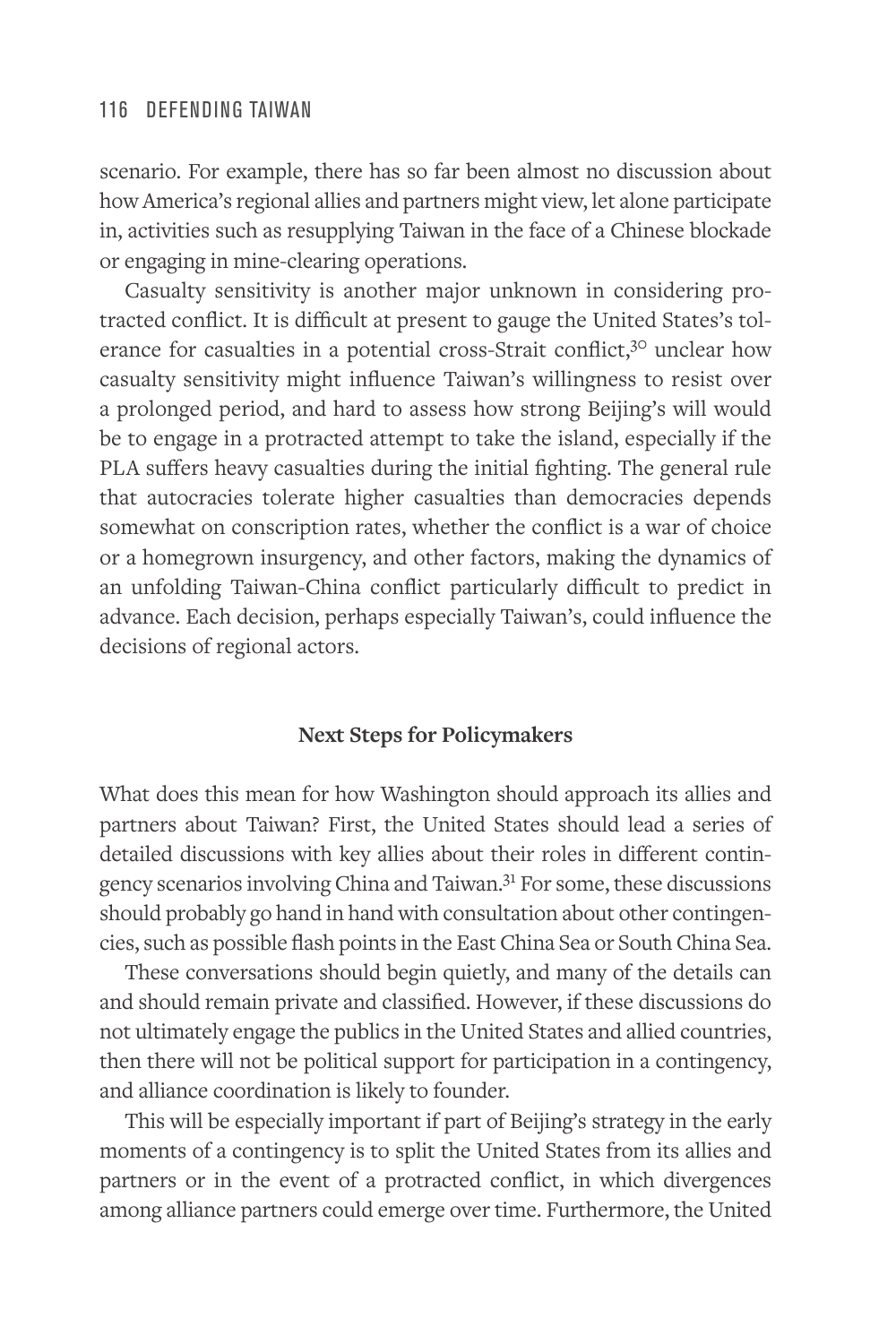scenario. For example, there has so far been almost no discussion about how America's regional allies and partners might view, let alone participate in, activities such as resupplying Taiwan in the face of a Chinese blockade or engaging in mine-clearing operations.

Casualty sensitivity is another major unknown in considering protracted conflict. It is difficult at present to gauge the United States's tolerance for casualties in a potential cross-Strait conflict,[30] unclear how casualty sensitivity might influence Taiwan's willingness to resist over a prolonged period, and hard to assess how strong Beijing's will would be to engage in a protracted attempt to take the island, especially if the PLA suffers heavy casualties during the initial fighting. The general rule that autocracies tolerate higher casualties than democracies depends somewhat on conscription rates, whether the conflict is a war of choice or a homegrown insurgency, and other factors, making the dynamics of an unfolding Taiwan-China conflict particularly difficult to predict in advance. Each decision, perhaps especially Taiwan's, could influence the decisions of regional actors.

## Next Steps for Policymakers

What does this mean for how Washington should approach its allies and partners about Taiwan? First, the United States should lead a series of detailed discussions with key allies about their roles in different contingency scenarios involving China and Taiwan.[31] For some, these discussions should probably go hand in hand with consultation about other contingencies, such as possible flash points in the East China Sea or South China Sea.

These conversations should begin quietly, and many of the details can and should remain private and classified. However, if these discussions do not ultimately engage the publics in the United States and allied countries, then there will not be political support for participation in a contingency, and alliance coordination is likely to founder.

This will be especially important if part of Beijing's strategy in the early moments of a contingency is to split the United States from its allies and partners or in the event of a protracted conflict, in which divergences among alliance partners could emerge over time. Furthermore, the United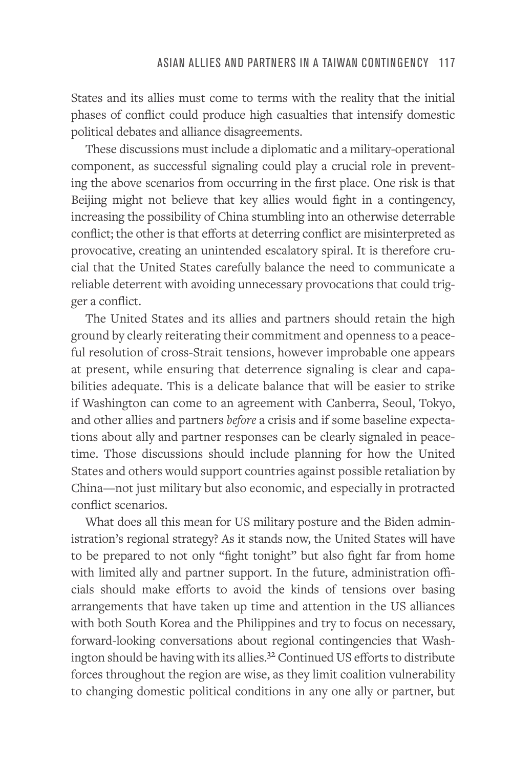States and its allies must come to terms with the reality that the initial phases of conflict could produce high casualties that intensify domestic political debates and alliance disagreements.

These discussions must include a diplomatic and a military-operational component, as successful signaling could play a crucial role in preventing the above scenarios from occurring in the first place. One risk is that Beijing might not believe that key allies would fight in a contingency, increasing the possibility of China stumbling into an otherwise deterrable conflict; the other is that efforts at deterring conflict are misinterpreted as provocative, creating an unintended escalatory spiral. It is therefore crucial that the United States carefully balance the need to communicate a reliable deterrent with avoiding unnecessary provocations that could trigger a conflict.

The United States and its allies and partners should retain the high ground by clearly reiterating their commitment and openness to a peaceful resolution of cross-Strait tensions, however improbable one appears at present, while ensuring that deterrence signaling is clear and capabilities adequate. This is a delicate balance that will be easier to strike if Washington can come to an agreement with Canberra, Seoul, Tokyo, and other allies and partners *before* a crisis and if some baseline expectations about ally and partner responses can be clearly signaled in peacetime. Those discussions should include planning for how the United States and others would support countries against possible retaliation by China—not just military but also economic, and especially in protracted conflict scenarios.

What does all this mean for US military posture and the Biden administration's regional strategy? As it stands now, the United States will have to be prepared to not only "fight tonight" but also fight far from home with limited ally and partner support. In the future, administration officials should make efforts to avoid the kinds of tensions over basing arrangements that have taken up time and attention in the US alliances with both South Korea and the Philippines and try to focus on necessary, forward-looking conversations about regional contingencies that Washington should be having with its allies.[32] Continued US efforts to distribute forces throughout the region are wise, as they limit coalition vulnerability to changing domestic political conditions in any one ally or partner, but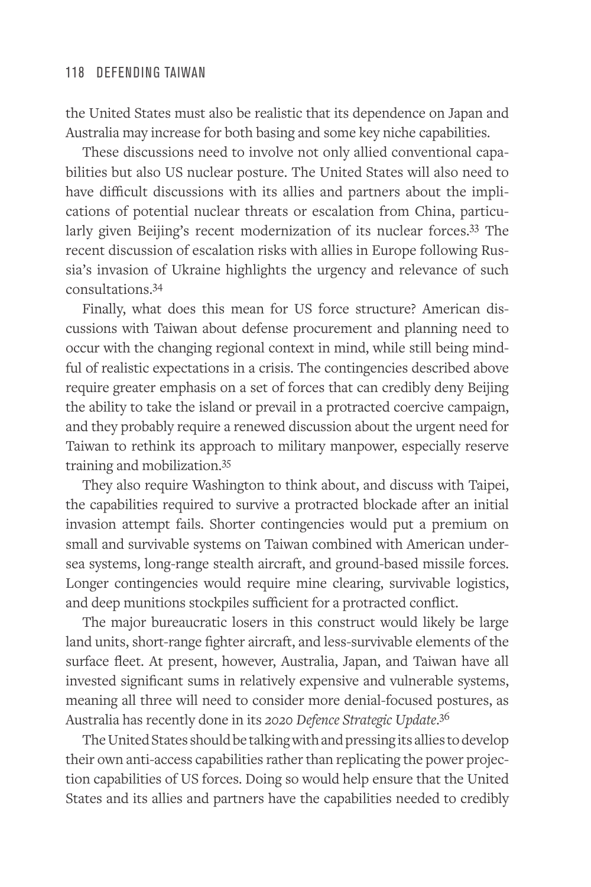the United States must also be realistic that its dependence on Japan and Australia may increase for both basing and some key niche capabilities.

These discussions need to involve not only allied conventional capabilities but also US nuclear posture. The United States will also need to have difficult discussions with its allies and partners about the implications of potential nuclear threats or escalation from China, particularly given Beijing's recent modernization of its nuclear forces.[33] The recent discussion of escalation risks with allies in Europe following Russia's invasion of Ukraine highlights the urgency and relevance of such consultations.[34]

Finally, what does this mean for US force structure? American discussions with Taiwan about defense procurement and planning need to occur with the changing regional context in mind, while still being mindful of realistic expectations in a crisis. The contingencies described above require greater emphasis on a set of forces that can credibly deny Beijing the ability to take the island or prevail in a protracted coercive campaign, and they probably require a renewed discussion about the urgent need for Taiwan to rethink its approach to military manpower, especially reserve training and mobilization.[35]

They also require Washington to think about, and discuss with Taipei, the capabilities required to survive a protracted blockade after an initial invasion attempt fails. Shorter contingencies would put a premium on small and survivable systems on Taiwan combined with American undersea systems, long-range stealth aircraft, and ground-based missile forces. Longer contingencies would require mine clearing, survivable logistics, and deep munitions stockpiles sufficient for a protracted conflict.

The major bureaucratic losers in this construct would likely be large land units, short-range fighter aircraft, and less-survivable elements of the surface fleet. At present, however, Australia, Japan, and Taiwan have all invested significant sums in relatively expensive and vulnerable systems, meaning all three will need to consider more denial-focused postures, as Australia has recently done in its *2020 Defence Strategic Update*.[36]

The United States should be talking with and pressing its allies to develop their own anti-access capabilities rather than replicating the power projection capabilities of US forces. Doing so would help ensure that the United States and its allies and partners have the capabilities needed to credibly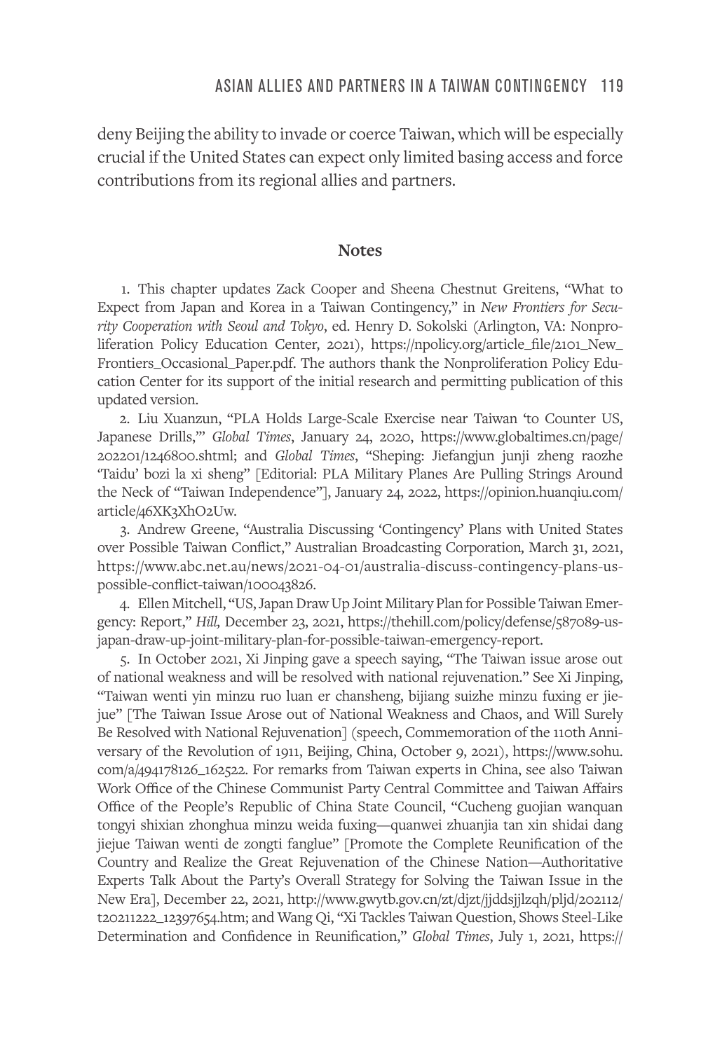deny Beijing the ability to invade or coerce Taiwan, which will be especially crucial if the United States can expect only limited basing access and force contributions from its regional allies and partners.

## Notes

1. This chapter updates Zack Cooper and Sheena Chestnut Greitens, "What to Expect from Japan and Korea in a Taiwan Contingency," in *New Frontiers for Security Cooperation with Seoul and Tokyo*, ed. Henry D. Sokolski (Arlington, VA: Nonproliferation Policy Education Center, 2021), https://npolicy.org/article_file/2101_New_Frontiers_Occasional_Paper.pdf. The authors thank the Nonproliferation Policy Education Center for its support of the initial research and permitting publication of this updated version.

2. Liu Xuanzun, "PLA Holds Large-Scale Exercise near Taiwan 'to Counter US, Japanese Drills,'" *Global Times*, January 24, 2020, https://www.globaltimes.cn/page/202201/1246800.shtml; and *Global Times*, "Sheping: Jiefangjun junji zheng raozhe 'Taidu' bozi la xi sheng" [Editorial: PLA Military Planes Are Pulling Strings Around the Neck of "Taiwan Independence"], January 24, 2022, https://opinion.huanqiu.com/article/46XK3XhO2Uw.

3. Andrew Greene, "Australia Discussing 'Contingency' Plans with United States over Possible Taiwan Conflict," Australian Broadcasting Corporation, March 31, 2021, https://www.abc.net.au/news/2021-04-01/australia-discuss-contingency-plans-us-possible-conflict-taiwan/100043826.

4. Ellen Mitchell, "US, Japan Draw Up Joint Military Plan for Possible Taiwan Emergency: Report," *Hill,* December 23, 2021, https://thehill.com/policy/defense/587089-us-japan-draw-up-joint-military-plan-for-possible-taiwan-emergency-report.

5. In October 2021, Xi Jinping gave a speech saying, "The Taiwan issue arose out of national weakness and will be resolved with national rejuvenation." See Xi Jinping, "Taiwan wenti yin minzu ruo luan er chansheng, bijiang suizhe minzu fuxing er jiejue" [The Taiwan Issue Arose out of National Weakness and Chaos, and Will Surely Be Resolved with National Rejuvenation] (speech, Commemoration of the 110th Anniversary of the Revolution of 1911, Beijing, China, October 9, 2021), https://www.sohu.com/a/494178126_162522. For remarks from Taiwan experts in China, see also Taiwan Work Office of the Chinese Communist Party Central Committee and Taiwan Affairs Office of the People's Republic of China State Council, "Cucheng guojian wanquan tongyi shixian zhonghua minzu weida fuxing—quanwei zhuanjia tan xin shidai dang jiejue Taiwan wenti de zongti fanglue" [Promote the Complete Reunification of the Country and Realize the Great Rejuvenation of the Chinese Nation—Authoritative Experts Talk About the Party's Overall Strategy for Solving the Taiwan Issue in the New Era], December 22, 2021, http://www.gwytb.gov.cn/zt/djzt/jjddsjjlzqh/pljd/202112/t20211222_12397654.htm; and Wang Qi, "Xi Tackles Taiwan Question, Shows Steel-Like Determination and Confidence in Reunification," *Global Times*, July 1, 2021, https://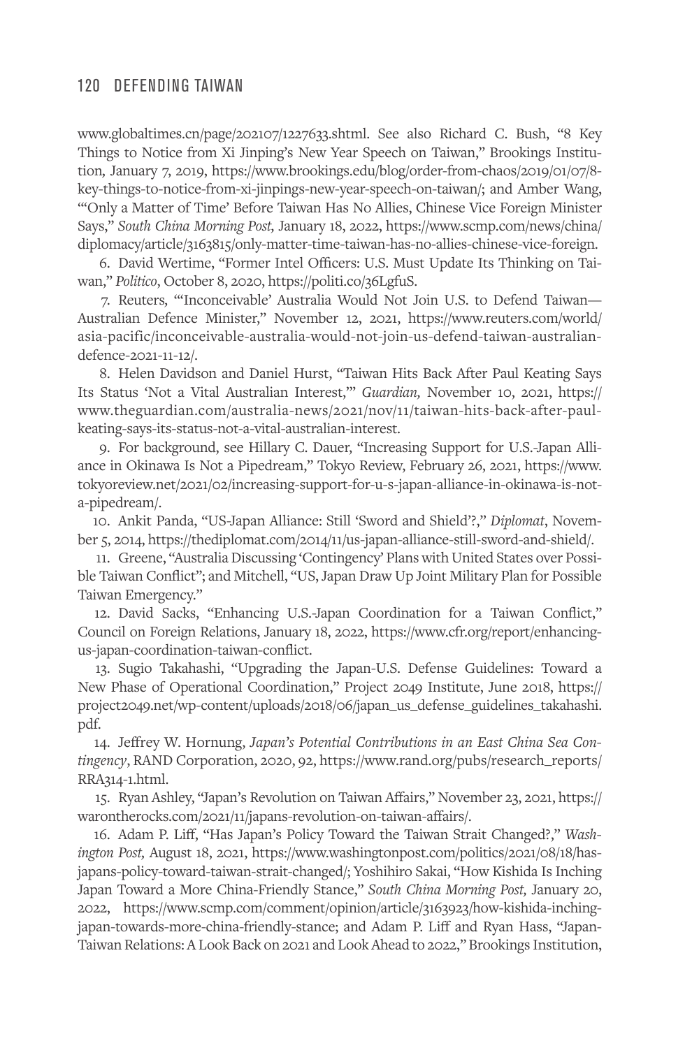www.globaltimes.cn/page/202107/1227633.shtml. See also Richard C. Bush, “8 Key Things to Notice from Xi Jinping’s New Year Speech on Taiwan,” Brookings Institution, January 7, 2019, https://www.brookings.edu/blog/order-from-chaos/2019/01/07/8-key-things-to-notice-from-xi-jinpings-new-year-speech-on-taiwan/; and Amber Wang, “‘Only a Matter of Time’ Before Taiwan Has No Allies, Chinese Vice Foreign Minister Says,” *South China Morning Post,* January 18, 2022, https://www.scmp.com/news/china/diplomacy/article/3163815/only-matter-time-taiwan-has-no-allies-chinese-vice-foreign.

6. David Wertime, “Former Intel Officers: U.S. Must Update Its Thinking on Taiwan,” *Politico*, October 8, 2020, https://politi.co/36LgfuS.

7. Reuters, “‘Inconceivable’ Australia Would Not Join U.S. to Defend Taiwan—Australian Defence Minister,” November 12, 2021, https://www.reuters.com/world/asia-pacific/inconceivable-australia-would-not-join-us-defend-taiwan-australian-defence-2021-11-12/.

8. Helen Davidson and Daniel Hurst, “Taiwan Hits Back After Paul Keating Says Its Status ‘Not a Vital Australian Interest,’” *Guardian,* November 10, 2021, https://www.theguardian.com/australia-news/2021/nov/11/taiwan-hits-back-after-paul-keating-says-its-status-not-a-vital-australian-interest.

9. For background, see Hillary C. Dauer, “Increasing Support for U.S.-Japan Alliance in Okinawa Is Not a Pipedream,” Tokyo Review, February 26, 2021, https://www.tokyoreview.net/2021/02/increasing-support-for-u-s-japan-alliance-in-okinawa-is-not-a-pipedream/.

10. Ankit Panda, “US-Japan Alliance: Still ‘Sword and Shield’?,” *Diplomat*, November 5, 2014, https://thediplomat.com/2014/11/us-japan-alliance-still-sword-and-shield/.

11. Greene, “Australia Discussing ‘Contingency’ Plans with United States over Possible Taiwan Conflict”; and Mitchell, “US, Japan Draw Up Joint Military Plan for Possible Taiwan Emergency.”

12. David Sacks, “Enhancing U.S.-Japan Coordination for a Taiwan Conflict,” Council on Foreign Relations, January 18, 2022, https://www.cfr.org/report/enhancing-us-japan-coordination-taiwan-conflict.

13. Sugio Takahashi, “Upgrading the Japan-U.S. Defense Guidelines: Toward a New Phase of Operational Coordination,” Project 2049 Institute, June 2018, https://project2049.net/wp-content/uploads/2018/06/japan_us_defense_guidelines_takahashi.pdf.

14. Jeffrey W. Hornung, *Japan’s Potential Contributions in an East China Sea Contingency*, RAND Corporation, 2020, 92, https://www.rand.org/pubs/research_reports/RRA314-1.html.

15. Ryan Ashley, “Japan’s Revolution on Taiwan Affairs,” November 23, 2021, https://warontherocks.com/2021/11/japans-revolution-on-taiwan-affairs/.

16. Adam P. Liff, “Has Japan’s Policy Toward the Taiwan Strait Changed?,” *Washington Post,* August 18, 2021, https://www.washingtonpost.com/politics/2021/08/18/has-japans-policy-toward-taiwan-strait-changed/; Yoshihiro Sakai, “How Kishida Is Inching Japan Toward a More China-Friendly Stance,” *South China Morning Post,* January 20, 2022, https://www.scmp.com/comment/opinion/article/3163923/how-kishida-inching-japan-towards-more-china-friendly-stance; and Adam P. Liff and Ryan Hass, “Japan-Taiwan Relations: A Look Back on 2021 and Look Ahead to 2022,” Brookings Institution,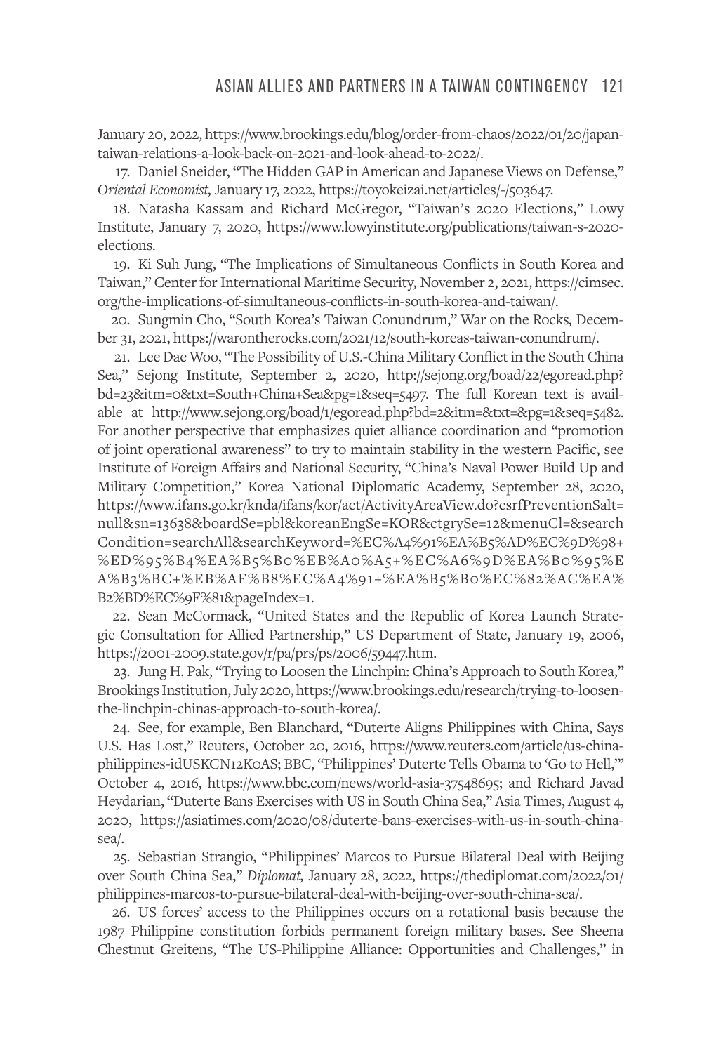January 20, 2022, https://www.brookings.edu/blog/order-from-chaos/2022/01/20/japan-taiwan-relations-a-look-back-on-2021-and-look-ahead-to-2022/.

17. Daniel Sneider, "The Hidden GAP in American and Japanese Views on Defense," *Oriental Economist,* January 17, 2022, https://toyokeizai.net/articles/-/503647.

18. Natasha Kassam and Richard McGregor, "Taiwan's 2020 Elections," Lowy Institute, January 7, 2020, https://www.lowyinstitute.org/publications/taiwan-s-2020-elections.

19. Ki Suh Jung, "The Implications of Simultaneous Conflicts in South Korea and Taiwan," Center for International Maritime Security, November 2, 2021, https://cimsec.org/the-implications-of-simultaneous-conflicts-in-south-korea-and-taiwan/.

20. Sungmin Cho, "South Korea's Taiwan Conundrum," War on the Rocks, December 31, 2021, https://warontherocks.com/2021/12/south-koreas-taiwan-conundrum/.

21. Lee Dae Woo, "The Possibility of U.S.-China Military Conflict in the South China Sea," Sejong Institute, September 2, 2020, http://sejong.org/boad/22/egoread.php?bd=23&itm=0&txt=South+China+Sea&pg=1&seq=5497. The full Korean text is available at http://www.sejong.org/boad/1/egoread.php?bd=2&itm=&txt=&pg=1&seq=5482. For another perspective that emphasizes quiet alliance coordination and "promotion of joint operational awareness" to try to maintain stability in the western Pacific, see Institute of Foreign Affairs and National Security, "China's Naval Power Build Up and Military Competition," Korea National Diplomatic Academy, September 28, 2020, https://www.ifans.go.kr/knda/ifans/kor/act/ActivityAreaView.do?csrfPreventionSalt=null&sn=13638&boardSe=pbl&koreanEngSe=KOR&ctgrySe=12&menuCl=&searchCondition=searchAll&searchKeyword=%EC%A4%91%EA%B5%AD%EC%9D%98+%ED%95%B4%EA%B5%B0%EB%A0%A5+%EC%A6%9D%EA%B0%95%EA%B3%BC+%EB%AF%B8%EC%A4%91+%EA%B5%B0%EC%82%AC%EA%B2%BD%EC%9F%81&pageIndex=1.

22. Sean McCormack, "United States and the Republic of Korea Launch Strategic Consultation for Allied Partnership," US Department of State, January 19, 2006, https://2001-2009.state.gov/r/pa/prs/ps/2006/59447.htm.

23. Jung H. Pak, "Trying to Loosen the Linchpin: China's Approach to South Korea," Brookings Institution, July 2020, https://www.brookings.edu/research/trying-to-loosen-the-linchpin-chinas-approach-to-south-korea/.

24. See, for example, Ben Blanchard, "Duterte Aligns Philippines with China, Says U.S. Has Lost," Reuters, October 20, 2016, https://www.reuters.com/article/us-china-philippines-idUSKCN12K0AS; BBC, "Philippines' Duterte Tells Obama to 'Go to Hell,'" October 4, 2016, https://www.bbc.com/news/world-asia-37548695; and Richard Javad Heydarian, "Duterte Bans Exercises with US in South China Sea," Asia Times, August 4, 2020, https://asiatimes.com/2020/08/duterte-bans-exercises-with-us-in-south-china-sea/.

25. Sebastian Strangio, "Philippines' Marcos to Pursue Bilateral Deal with Beijing over South China Sea," *Diplomat,* January 28, 2022, https://thediplomat.com/2022/01/philippines-marcos-to-pursue-bilateral-deal-with-beijing-over-south-china-sea/.

26. US forces' access to the Philippines occurs on a rotational basis because the 1987 Philippine constitution forbids permanent foreign military bases. See Sheena Chestnut Greitens, "The US-Philippine Alliance: Opportunities and Challenges," in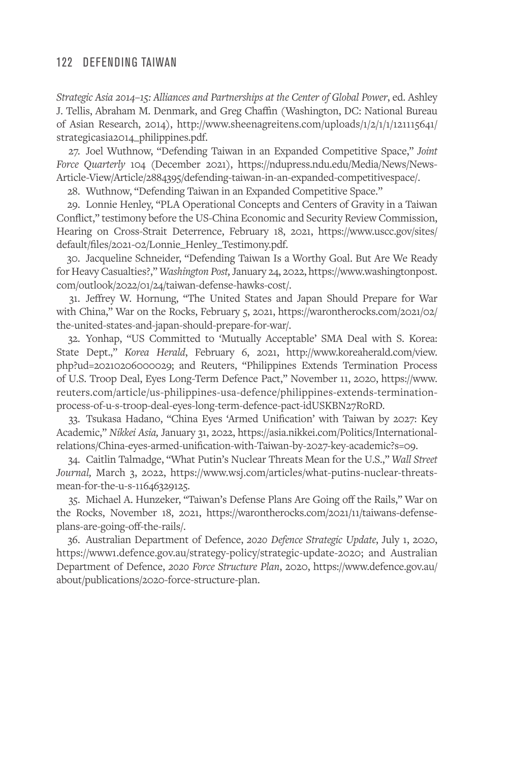*Strategic Asia 2014–15: Alliances and Partnerships at the Center of Global Power*, ed. Ashley J. Tellis, Abraham M. Denmark, and Greg Chaffin (Washington, DC: National Bureau of Asian Research, 2014), http://www.sheenagreitens.com/uploads/1/2/1/1/121115641/strategicasia2014_philippines.pdf.

27. Joel Wuthnow, "Defending Taiwan in an Expanded Competitive Space," *Joint Force Quarterly* 104 (December 2021), https://ndupress.ndu.edu/Media/News/News-Article-View/Article/2884395/defending-taiwan-in-an-expanded-competitivespace/.

28. Wuthnow, "Defending Taiwan in an Expanded Competitive Space."

29. Lonnie Henley, "PLA Operational Concepts and Centers of Gravity in a Taiwan Conflict," testimony before the US-China Economic and Security Review Commission, Hearing on Cross-Strait Deterrence, February 18, 2021, https://www.uscc.gov/sites/default/files/2021-02/Lonnie_Henley_Testimony.pdf.

30. Jacqueline Schneider, "Defending Taiwan Is a Worthy Goal. But Are We Ready for Heavy Casualties?," *Washington Post,* January 24, 2022, https://www.washingtonpost.com/outlook/2022/01/24/taiwan-defense-hawks-cost/.

31. Jeffrey W. Hornung, "The United States and Japan Should Prepare for War with China," War on the Rocks, February 5, 2021, https://warontherocks.com/2021/02/the-united-states-and-japan-should-prepare-for-war/.

32. Yonhap, "US Committed to 'Mutually Acceptable' SMA Deal with S. Korea: State Dept.," *Korea Herald*, February 6, 2021, http://www.koreaherald.com/view.php?ud=20210206000029; and Reuters, "Philippines Extends Termination Process of U.S. Troop Deal, Eyes Long-Term Defence Pact," November 11, 2020, https://www.reuters.com/article/us-philippines-usa-defence/philippines-extends-termination-process-of-u-s-troop-deal-eyes-long-term-defence-pact-idUSKBN27R0RD.

33. Tsukasa Hadano, "China Eyes 'Armed Unification' with Taiwan by 2027: Key Academic," *Nikkei Asia,* January 31, 2022, https://asia.nikkei.com/Politics/International-relations/China-eyes-armed-unification-with-Taiwan-by-2027-key-academic?s=09.

34. Caitlin Talmadge, "What Putin's Nuclear Threats Mean for the U.S.," *Wall Street Journal,* March 3, 2022, https://www.wsj.com/articles/what-putins-nuclear-threats-mean-for-the-u-s-11646329125.

35. Michael A. Hunzeker, "Taiwan's Defense Plans Are Going off the Rails," War on the Rocks, November 18, 2021, https://warontherocks.com/2021/11/taiwans-defense-plans-are-going-off-the-rails/.

36. Australian Department of Defence, *2020 Defence Strategic Update*, July 1, 2020, https://www1.defence.gov.au/strategy-policy/strategic-update-2020; and Australian Department of Defence, *2020 Force Structure Plan*, 2020, https://www.defence.gov.au/about/publications/2020-force-structure-plan.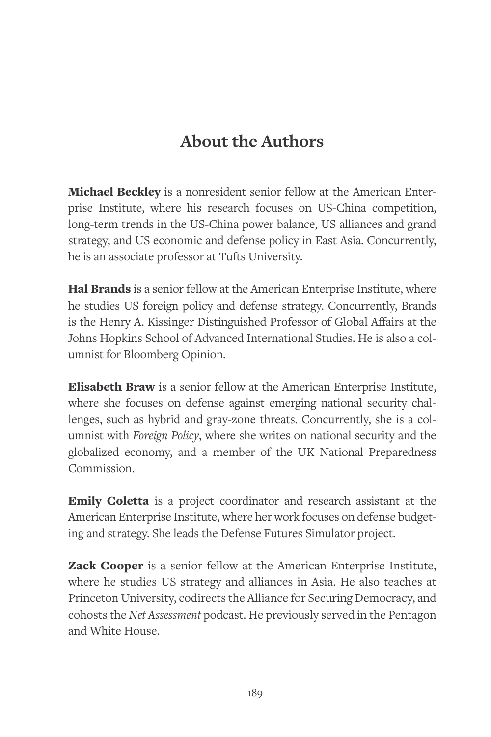## About the Authors

**Michael Beckley** is a nonresident senior fellow at the American Enterprise Institute, where his research focuses on US-China competition, long-term trends in the US-China power balance, US alliances and grand strategy, and US economic and defense policy in East Asia. Concurrently, he is an associate professor at Tufts University.

**Hal Brands** is a senior fellow at the American Enterprise Institute, where he studies US foreign policy and defense strategy. Concurrently, Brands is the Henry A. Kissinger Distinguished Professor of Global Affairs at the Johns Hopkins School of Advanced International Studies. He is also a columnist for Bloomberg Opinion.

**Elisabeth Braw** is a senior fellow at the American Enterprise Institute, where she focuses on defense against emerging national security challenges, such as hybrid and gray-zone threats. Concurrently, she is a columnist with *Foreign Policy*, where she writes on national security and the globalized economy, and a member of the UK National Preparedness Commission.

**Emily Coletta** is a project coordinator and research assistant at the American Enterprise Institute, where her work focuses on defense budgeting and strategy. She leads the Defense Futures Simulator project.

**Zack Cooper** is a senior fellow at the American Enterprise Institute, where he studies US strategy and alliances in Asia. He also teaches at Princeton University, codirects the Alliance for Securing Democracy, and cohosts the *Net Assessment* podcast. He previously served in the Pentagon and White House.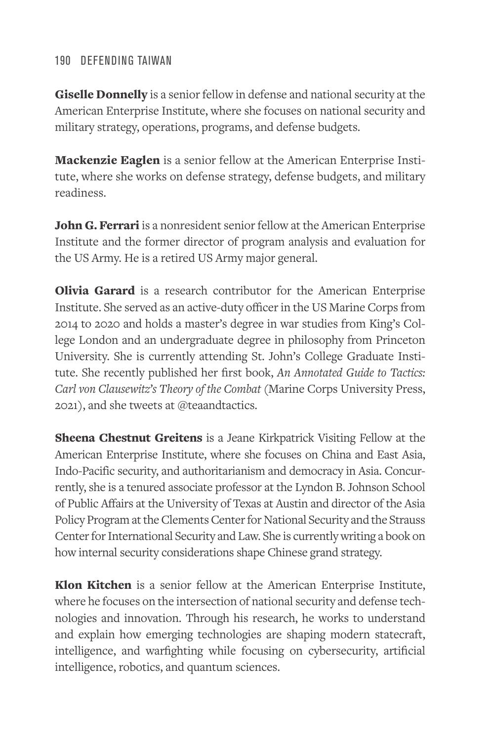**Giselle Donnelly** is a senior fellow in defense and national security at the American Enterprise Institute, where she focuses on national security and military strategy, operations, programs, and defense budgets.

**Mackenzie Eaglen** is a senior fellow at the American Enterprise Institute, where she works on defense strategy, defense budgets, and military readiness.

**John G. Ferrari** is a nonresident senior fellow at the American Enterprise Institute and the former director of program analysis and evaluation for the US Army. He is a retired US Army major general.

**Olivia Garard** is a research contributor for the American Enterprise Institute. She served as an active-duty officer in the US Marine Corps from 2014 to 2020 and holds a master's degree in war studies from King's College London and an undergraduate degree in philosophy from Princeton University. She is currently attending St. John's College Graduate Institute. She recently published her first book, *An Annotated Guide to Tactics: Carl von Clausewitz's Theory of the Combat* (Marine Corps University Press, 2021), and she tweets at @teaandtactics.

**Sheena Chestnut Greitens** is a Jeane Kirkpatrick Visiting Fellow at the American Enterprise Institute, where she focuses on China and East Asia, Indo-Pacific security, and authoritarianism and democracy in Asia. Concurrently, she is a tenured associate professor at the Lyndon B. Johnson School of Public Affairs at the University of Texas at Austin and director of the Asia Policy Program at the Clements Center for National Security and the Strauss Center for International Security and Law. She is currently writing a book on how internal security considerations shape Chinese grand strategy.

**Klon Kitchen** is a senior fellow at the American Enterprise Institute, where he focuses on the intersection of national security and defense technologies and innovation. Through his research, he works to understand and explain how emerging technologies are shaping modern statecraft, intelligence, and warfighting while focusing on cybersecurity, artificial intelligence, robotics, and quantum sciences.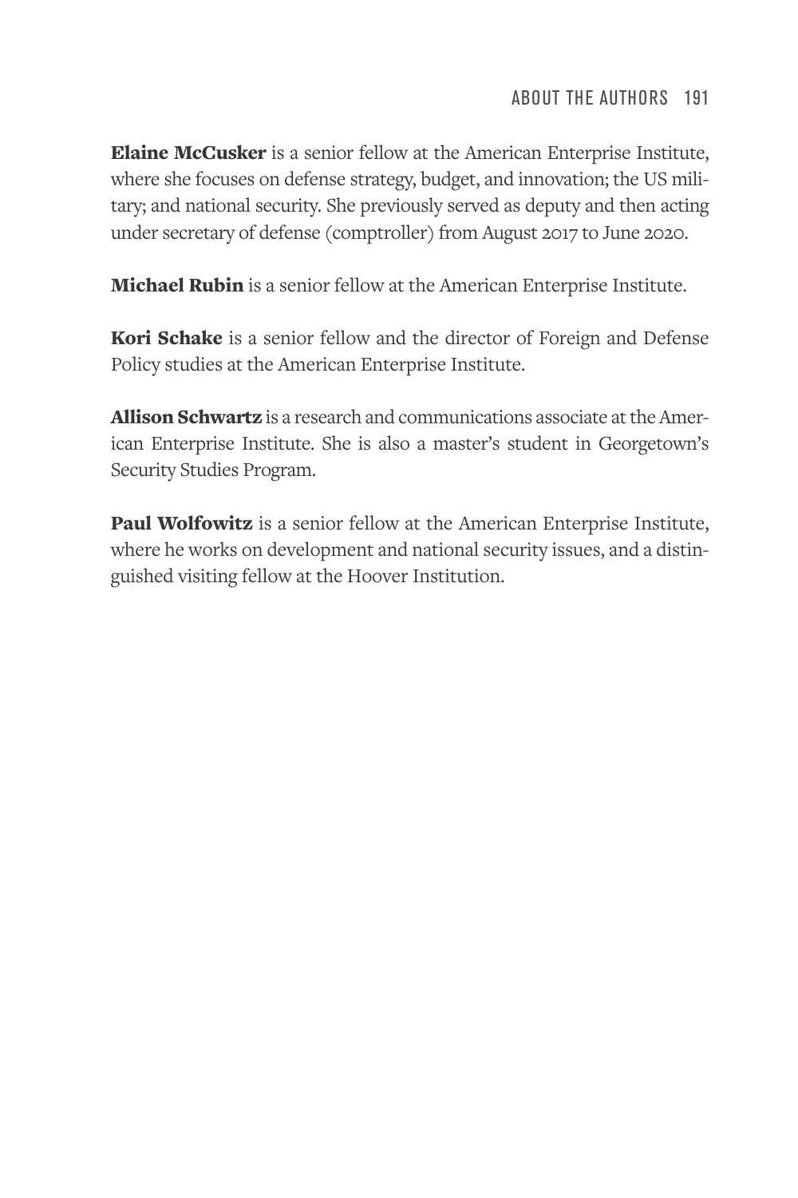**Elaine McCusker** is a senior fellow at the American Enterprise Institute, where she focuses on defense strategy, budget, and innovation; the US military; and national security. She previously served as deputy and then acting under secretary of defense (comptroller) from August 2017 to June 2020.

**Michael Rubin** is a senior fellow at the American Enterprise Institute.

**Kori Schake** is a senior fellow and the director of Foreign and Defense Policy studies at the American Enterprise Institute.

**Allison Schwartz** is a research and communications associate at the American Enterprise Institute. She is also a master's student in Georgetown's Security Studies Program.

**Paul Wolfowitz** is a senior fellow at the American Enterprise Institute, where he works on development and national security issues, and a distinguished visiting fellow at the Hoover Institution.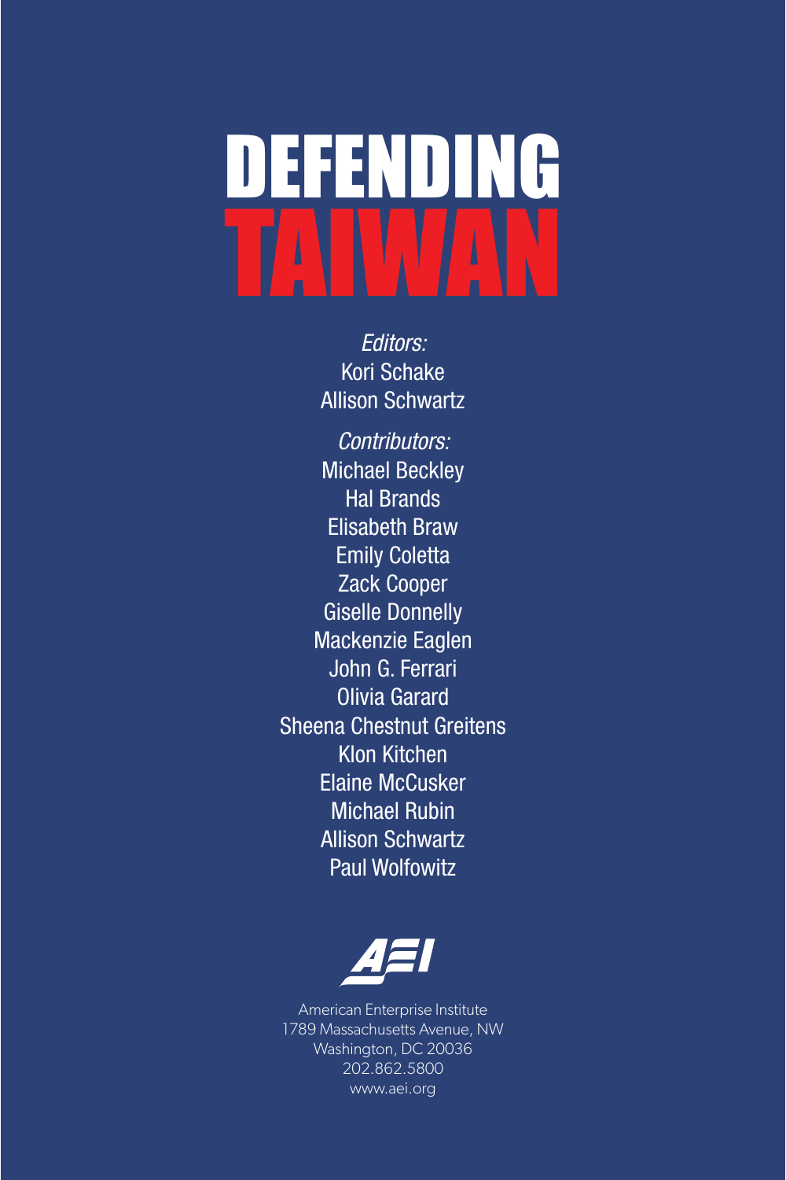# DEFENDING TAIWAN

*Editors:*
Kori Schake
Allison Schwartz

*Contributors:*
Michael Beckley
Hal Brands
Elisabeth Braw
Emily Coletta
Zack Cooper
Giselle Donnelly
Mackenzie Eaglen
John G. Ferrari
Olivia Garard
Sheena Chestnut Greitens
Klon Kitchen
Elaine McCusker
Michael Rubin
Allison Schwartz
Paul Wolfowitz

AEI

American Enterprise Institute
1789 Massachusetts Avenue, NW
Washington, DC 20036
202.862.5800
www.aei.org